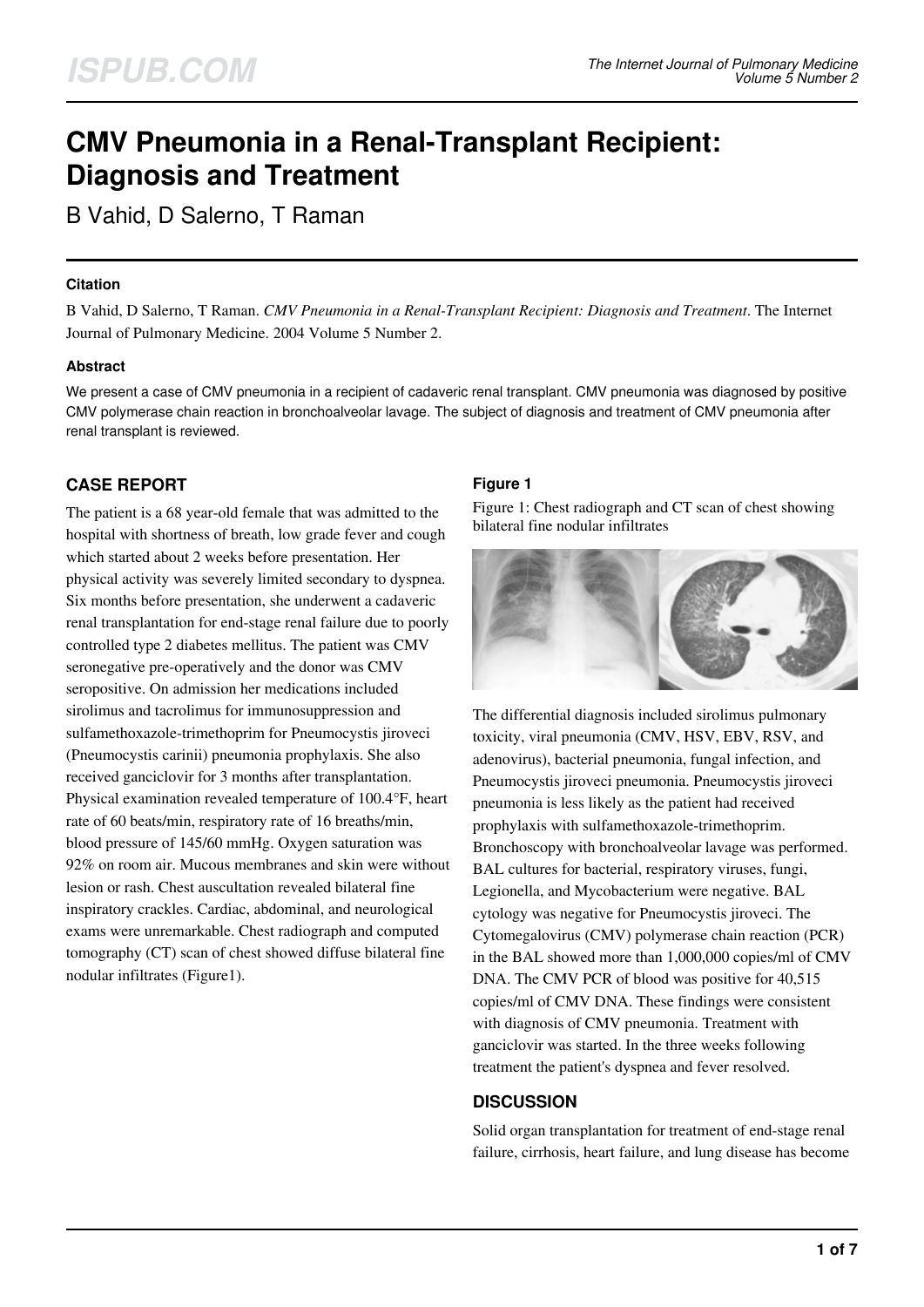# CMV Pneumonia in a Renal-Transplant Recipient: Diagnosis and Treatment

B Vahid, D Salerno, T Raman

## Citation

B Vahid, D Salerno, T Raman. *CMV Pneumonia in a Renal-Transplant Recipient: Diagnosis and Treatment*. The Internet Journal of Pulmonary Medicine. 2004 Volume 5 Number 2.

## Abstract

We present a case of CMV pneumonia in a recipient of cadaveric renal transplant. CMV pneumonia was diagnosed by positive CMV polymerase chain reaction in bronchoalveolar lavage. The subject of diagnosis and treatment of CMV pneumonia after renal transplant is reviewed.

## CASE REPORT

The patient is a 68 year-old female that was admitted to the hospital with shortness of breath, low grade fever and cough which started about 2 weeks before presentation. Her physical activity was severely limited secondary to dyspnea. Six months before presentation, she underwent a cadaveric renal transplantation for end-stage renal failure due to poorly controlled type 2 diabetes mellitus. The patient was CMV seronegative pre-operatively and the donor was CMV seropositive. On admission her medications included sirolimus and tacrolimus for immunosuppression and sulfamethoxazole-trimethoprim for Pneumocystis jiroveci (Pneumocystis carinii) pneumonia prophylaxis. She also received ganciclovir for 3 months after transplantation. Physical examination revealed temperature of 100.4°F, heart rate of 60 beats/min, respiratory rate of 16 breaths/min, blood pressure of 145/60 mmHg. Oxygen saturation was 92% on room air. Mucous membranes and skin were without lesion or rash. Chest auscultation revealed bilateral fine inspiratory crackles. Cardiac, abdominal, and neurological exams were unremarkable. Chest radiograph and computed tomography (CT) scan of chest showed diffuse bilateral fine nodular infiltrates (Figure1).

### Figure 1

Figure 1: Chest radiograph and CT scan of chest showing bilateral fine nodular infiltrates

The differential diagnosis included sirolimus pulmonary toxicity, viral pneumonia (CMV, HSV, EBV, RSV, and adenovirus), bacterial pneumonia, fungal infection, and Pneumocystis jiroveci pneumonia. Pneumocystis jiroveci pneumonia is less likely as the patient had received prophylaxis with sulfamethoxazole-trimethoprim. Bronchoscopy with bronchoalveolar lavage was performed. BAL cultures for bacterial, respiratory viruses, fungi, Legionella, and Mycobacterium were negative. BAL cytology was negative for Pneumocystis jiroveci. The Cytomegalovirus (CMV) polymerase chain reaction (PCR) in the BAL showed more than 1,000,000 copies/ml of CMV DNA. The CMV PCR of blood was positive for 40,515 copies/ml of CMV DNA. These findings were consistent with diagnosis of CMV pneumonia. Treatment with ganciclovir was started. In the three weeks following treatment the patient's dyspnea and fever resolved.

## DISCUSSION

Solid organ transplantation for treatment of end-stage renal failure, cirrhosis, heart failure, and lung disease has become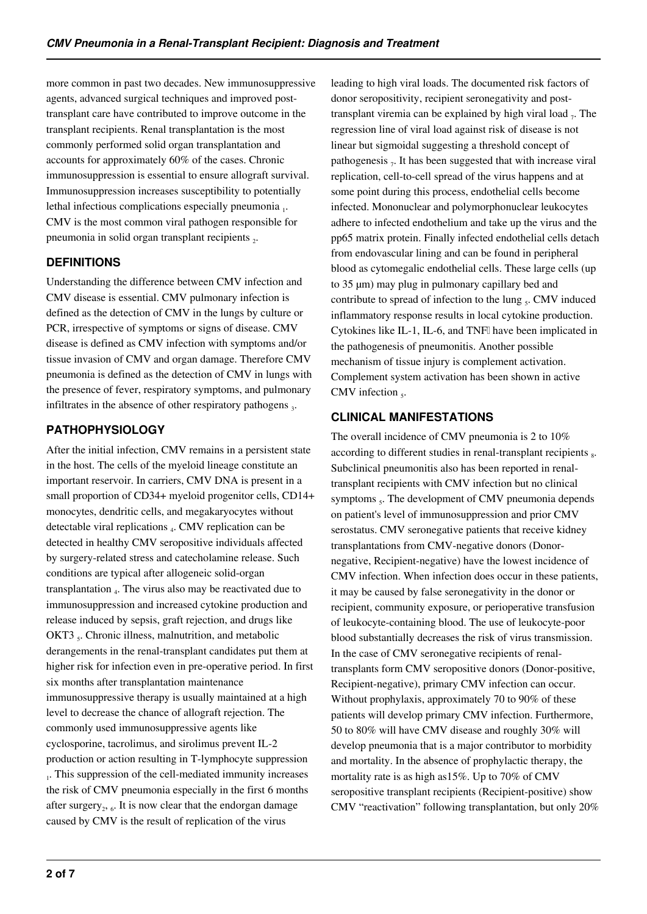more common in past two decades. New immunosuppressive agents, advanced surgical techniques and improved post-transplant care have contributed to improve outcome in the transplant recipients. Renal transplantation is the most commonly performed solid organ transplantation and accounts for approximately 60% of the cases. Chronic immunosuppression is essential to ensure allograft survival. Immunosuppression increases susceptibility to potentially lethal infectious complications especially pneumonia [1]. CMV is the most common viral pathogen responsible for pneumonia in solid organ transplant recipients [2].

## DEFINITIONS

Understanding the difference between CMV infection and CMV disease is essential. CMV pulmonary infection is defined as the detection of CMV in the lungs by culture or PCR, irrespective of symptoms or signs of disease. CMV disease is defined as CMV infection with symptoms and/or tissue invasion of CMV and organ damage. Therefore CMV pneumonia is defined as the detection of CMV in lungs with the presence of fever, respiratory symptoms, and pulmonary infiltrates in the absence of other respiratory pathogens [3].

## PATHOPHYSIOLOGY

After the initial infection, CMV remains in a persistent state in the host. The cells of the myeloid lineage constitute an important reservoir. In carriers, CMV DNA is present in a small proportion of CD34+ myeloid progenitor cells, CD14+ monocytes, dendritic cells, and megakaryocytes without detectable viral replications [4]. CMV replication can be detected in healthy CMV seropositive individuals affected by surgery-related stress and catecholamine release. Such conditions are typical after allogeneic solid-organ transplantation [4]. The virus also may be reactivated due to immunosuppression and increased cytokine production and release induced by sepsis, graft rejection, and drugs like OKT3 [5]. Chronic illness, malnutrition, and metabolic derangements in the renal-transplant candidates put them at higher risk for infection even in pre-operative period. In first six months after transplantation maintenance immunosuppressive therapy is usually maintained at a high level to decrease the chance of allograft rejection. The commonly used immunosuppressive agents like cyclosporine, tacrolimus, and sirolimus prevent IL-2 production or action resulting in T-lymphocyte suppression [1]. This suppression of the cell-mediated immunity increases the risk of CMV pneumonia especially in the first 6 months after surgery[2, 6]. It is now clear that the endorgan damage caused by CMV is the result of replication of the virus leading to high viral loads. The documented risk factors of donor seropositivity, recipient seronegativity and post-transplant viremia can be explained by high viral load [7]. The regression line of viral load against risk of disease is not linear but sigmoidal suggesting a threshold concept of pathogenesis [7]. It has been suggested that with increase viral replication, cell-to-cell spread of the virus happens and at some point during this process, endothelial cells become infected. Mononuclear and polymorphonuclear leukocytes adhere to infected endothelium and take up the virus and the pp65 matrix protein. Finally infected endothelial cells detach from endovascular lining and can be found in peripheral blood as cytomegalic endothelial cells. These large cells (up to 35 μm) may plug in pulmonary capillary bed and contribute to spread of infection to the lung [5]. CMV induced inflammatory response results in local cytokine production. Cytokines like IL-1, IL-6, and TNF have been implicated in the pathogenesis of pneumonitis. Another possible mechanism of tissue injury is complement activation. Complement system activation has been shown in active CMV infection [5].

## CLINICAL MANIFESTATIONS

The overall incidence of CMV pneumonia is 2 to 10% according to different studies in renal-transplant recipients [8]. Subclinical pneumonitis also has been reported in renal-transplant recipients with CMV infection but no clinical symptoms [5]. The development of CMV pneumonia depends on patient's level of immunosuppression and prior CMV serostatus. CMV seronegative patients that receive kidney transplantations from CMV-negative donors (Donor-negative, Recipient-negative) have the lowest incidence of CMV infection. When infection does occur in these patients, it may be caused by false seronegativity in the donor or recipient, community exposure, or perioperative transfusion of leukocyte-containing blood. The use of leukocyte-poor blood substantially decreases the risk of virus transmission. In the case of CMV seronegative recipients of renal-transplants form CMV seropositive donors (Donor-positive, Recipient-negative), primary CMV infection can occur. Without prophylaxis, approximately 70 to 90% of these patients will develop primary CMV infection. Furthermore, 50 to 80% will have CMV disease and roughly 30% will develop pneumonia that is a major contributor to morbidity and mortality. In the absence of prophylactic therapy, the mortality rate is as high as15%. Up to 70% of CMV seropositive transplant recipients (Recipient-positive) show CMV "reactivation" following transplantation, but only 20%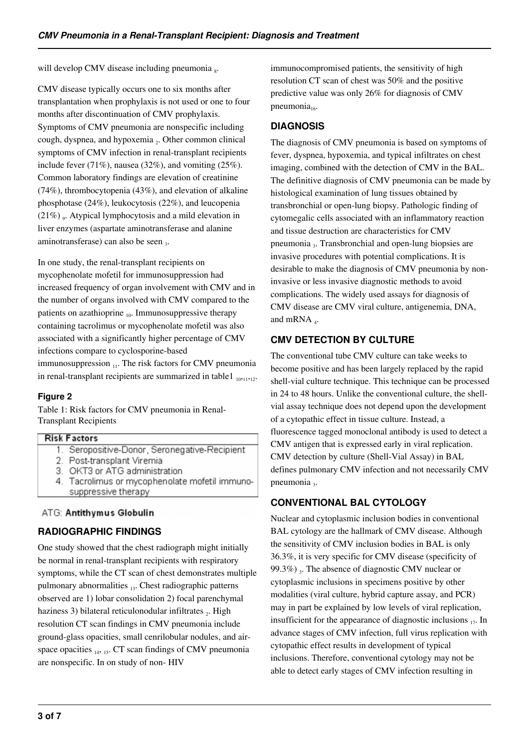will develop CMV disease including pneumonia [8].

CMV disease typically occurs one to six months after transplantation when prophylaxis is not used or one to four months after discontinuation of CMV prophylaxis. Symptoms of CMV pneumonia are nonspecific including cough, dyspnea, and hypoxemia [2]. Other common clinical symptoms of CMV infection in renal-transplant recipients include fever (71%), nausea (32%), and vomiting (25%). Common laboratory findings are elevation of creatinine (74%), thrombocytopenia (43%), and elevation of alkaline phosphotase (24%), leukocytosis (22%), and leucopenia (21%) [9]. Atypical lymphocytosis and a mild elevation in liver enzymes (aspartate aminotransferase and alanine aminotransferase) can also be seen [3].

In one study, the renal-transplant recipients on mycophenolate mofetil for immunosuppression had increased frequency of organ involvement with CMV and in the number of organs involved with CMV compared to the patients on azathioprine [10]. Immunosuppressive therapy containing tacrolimus or mycophenolate mofetil was also associated with a significantly higher percentage of CMV infections compare to cyclosporine-based immunosuppression [11]. The risk factors for CMV pneumonia in renal-transplant recipients are summarized in table1 [10,11,12].

**Figure 2**

Table 1: Risk factors for CMV pneumonia in Renal-Transplant Recipients

| Risk Factors |
|---|
| 1. Seropositive-Donor, Seronegative-Recipient |
| 2. Post-transplant Viremia |
| 3. OKT3 or ATG administration |
| 4. Tacrolimus or mycophenolate mofetil immuno-suppressive therapy |

ATG: **Antithymus Globulin**

## RADIOGRAPHIC FINDINGS

One study showed that the chest radiograph might initially be normal in renal-transplant recipients with respiratory symptoms, while the CT scan of chest demonstrates multiple pulmonary abnormalities [13]. Chest radiographic patterns observed are 1) lobar consolidation 2) focal parenchymal haziness 3) bilateral reticulonodular infiltrates [2]. High resolution CT scan findings in CMV pneumonia include ground-glass opacities, small cenrilobular nodules, and air-space opacities [14, 15]. CT scan findings of CMV pneumonia are nonspecific. In on study of non- HIV immunocompromised patients, the sensitivity of high resolution CT scan of chest was 50% and the positive predictive value was only 26% for diagnosis of CMV pneumonia[16].

## DIAGNOSIS

The diagnosis of CMV pneumonia is based on symptoms of fever, dyspnea, hypoxemia, and typical infiltrates on chest imaging, combined with the detection of CMV in the BAL. The definitive diagnosis of CMV pneumonia can be made by histological examination of lung tissues obtained by transbronchial or open-lung biopsy. Pathologic finding of cytomegalic cells associated with an inflammatory reaction and tissue destruction are characteristics for CMV pneumonia [3]. Transbronchial and open-lung biopsies are invasive procedures with potential complications. It is desirable to make the diagnosis of CMV pneumonia by non-invasive or less invasive diagnostic methods to avoid complications. The widely used assays for diagnosis of CMV disease are CMV viral culture, antigenemia, DNA, and mRNA [4].

## CMV DETECTION BY CULTURE

The conventional tube CMV culture can take weeks to become positive and has been largely replaced by the rapid shell-vial culture technique. This technique can be processed in 24 to 48 hours. Unlike the conventional culture, the shell-vial assay technique does not depend upon the development of a cytopathic effect in tissue culture. Instead, a fluorescence tagged monoclonal antibody is used to detect a CMV antigen that is expressed early in viral replication. CMV detection by culture (Shell-Vial Assay) in BAL defines pulmonary CMV infection and not necessarily CMV pneumonia [3].

## CONVENTIONAL BAL CYTOLOGY

Nuclear and cytoplasmic inclusion bodies in conventional BAL cytology are the hallmark of CMV disease. Although the sensitivity of CMV inclusion bodies in BAL is only 36.3%, it is very specific for CMV disease (specificity of 99.3%) [3]. The absence of diagnostic CMV nuclear or cytoplasmic inclusions in specimens positive by other modalities (viral culture, hybrid capture assay, and PCR) may in part be explained by low levels of viral replication, insufficient for the appearance of diagnostic inclusions [17]. In advance stages of CMV infection, full virus replication with cytopathic effect results in development of typical inclusions. Therefore, conventional cytology may not be able to detect early stages of CMV infection resulting in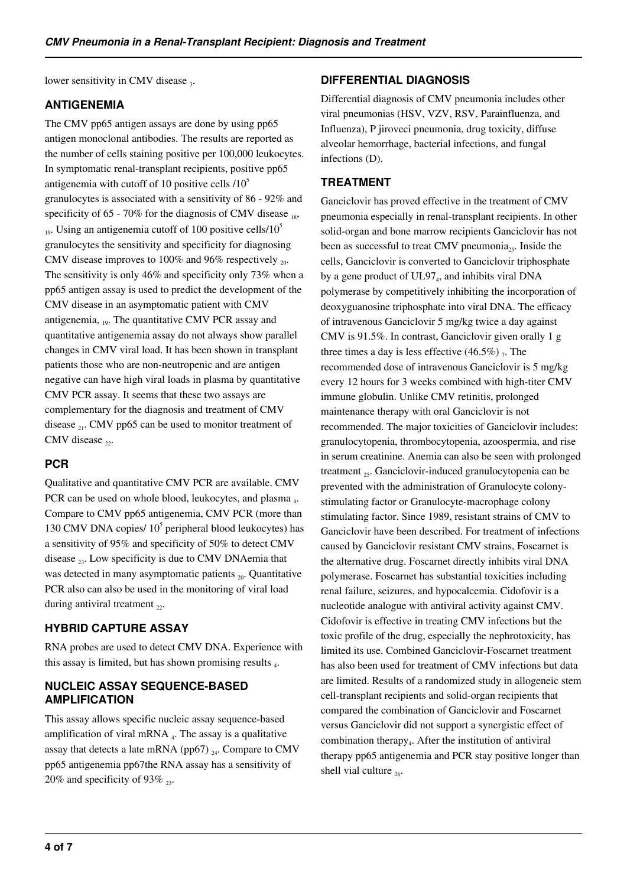lower sensitivity in CMV disease [3].

## ANTIGENEMIA

The CMV pp65 antigen assays are done by using pp65 antigen monoclonal antibodies. The results are reported as the number of cells staining positive per 100,000 leukocytes. In symptomatic renal-transplant recipients, positive pp65 antigenemia with cutoff of 10 positive cells /$10^5$ granulocytes is associated with a sensitivity of 86 - 92% and specificity of 65 - 70% for the diagnosis of CMV disease [18, 19]. Using an antigenemia cutoff of 100 positive cells/$10^5$ granulocytes the sensitivity and specificity for diagnosing CMV disease improves to 100% and 96% respectively [20]. The sensitivity is only 46% and specificity only 73% when a pp65 antigen assay is used to predict the development of the CMV disease in an asymptomatic patient with CMV antigenemia, [19]. The quantitative CMV PCR assay and quantitative antigenemia assay do not always show parallel changes in CMV viral load. It has been shown in transplant patients those who are non-neutropenic and are antigen negative can have high viral loads in plasma by quantitative CMV PCR assay. It seems that these two assays are complementary for the diagnosis and treatment of CMV disease [21]. CMV pp65 can be used to monitor treatment of CMV disease [22].

## PCR

Qualitative and quantitative CMV PCR are available. CMV PCR can be used on whole blood, leukocytes, and plasma [4]. Compare to CMV pp65 antigenemia, CMV PCR (more than 130 CMV DNA copies/ $10^5$ peripheral blood leukocytes) has a sensitivity of 95% and specificity of 50% to detect CMV disease [23]. Low specificity is due to CMV DNAemia that was detected in many asymptomatic patients [20]. Quantitative PCR also can also be used in the monitoring of viral load during antiviral treatment [22].

## HYBRID CAPTURE ASSAY

RNA probes are used to detect CMV DNA. Experience with this assay is limited, but has shown promising results [4].

## NUCLEIC ASSAY SEQUENCE-BASED AMPLIFICATION

This assay allows specific nucleic assay sequence-based amplification of viral mRNA [4]. The assay is a qualitative assay that detects a late mRNA (pp67) [24]. Compare to CMV pp65 antigenemia pp67the RNA assay has a sensitivity of 20% and specificity of 93% [23].

## DIFFERENTIAL DIAGNOSIS

Differential diagnosis of CMV pneumonia includes other viral pneumonias (HSV, VZV, RSV, Parainfluenza, and Influenza), P jiroveci pneumonia, drug toxicity, diffuse alveolar hemorrhage, bacterial infections, and fungal infections (D).

## TREATMENT

Ganciclovir has proved effective in the treatment of CMV pneumonia especially in renal-transplant recipients. In other solid-organ and bone marrow recipients Ganciclovir has not been as successful to treat CMV pneumonia[25]. Inside the cells, Ganciclovir is converted to Ganciclovir triphosphate by a gene product of UL97[4], and inhibits viral DNA polymerase by competitively inhibiting the incorporation of deoxyguanosine triphosphate into viral DNA. The efficacy of intravenous Ganciclovir 5 mg/kg twice a day against CMV is 91.5%. In contrast, Ganciclovir given orally 1 g three times a day is less effective (46.5%) [7]. The recommended dose of intravenous Ganciclovir is 5 mg/kg every 12 hours for 3 weeks combined with high-titer CMV immune globulin. Unlike CMV retinitis, prolonged maintenance therapy with oral Ganciclovir is not recommended. The major toxicities of Ganciclovir includes: granulocytopenia, thrombocytopenia, azoospermia, and rise in serum creatinine. Anemia can also be seen with prolonged treatment [25]. Ganciclovir-induced granulocytopenia can be prevented with the administration of Granulocyte colony-stimulating factor or Granulocyte-macrophage colony stimulating factor. Since 1989, resistant strains of CMV to Ganciclovir have been described. For treatment of infections caused by Ganciclovir resistant CMV strains, Foscarnet is the alternative drug. Foscarnet directly inhibits viral DNA polymerase. Foscarnet has substantial toxicities including renal failure, seizures, and hypocalcemia. Cidofovir is a nucleotide analogue with antiviral activity against CMV. Cidofovir is effective in treating CMV infections but the toxic profile of the drug, especially the nephrotoxicity, has limited its use. Combined Ganciclovir-Foscarnet treatment has also been used for treatment of CMV infections but data are limited. Results of a randomized study in allogeneic stem cell-transplant recipients and solid-organ recipients that compared the combination of Ganciclovir and Foscarnet versus Ganciclovir did not support a synergistic effect of combination therapy[4]. After the institution of antiviral therapy pp65 antigenemia and PCR stay positive longer than shell vial culture [26].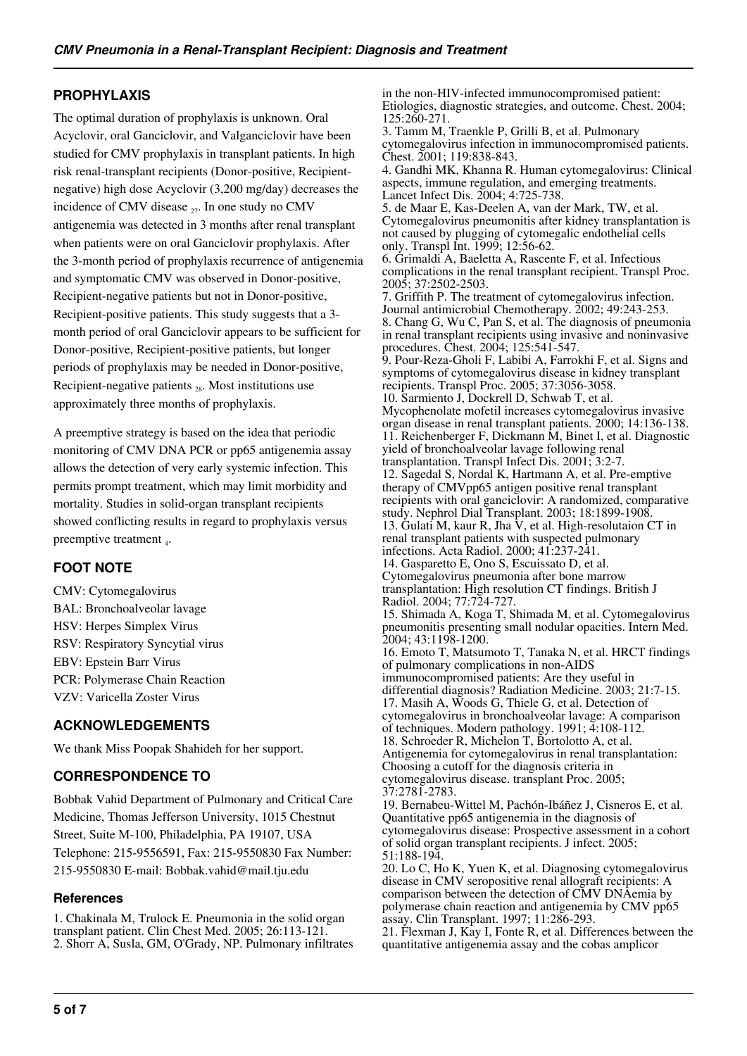## PROPHYLAXIS

The optimal duration of prophylaxis is unknown. Oral Acyclovir, oral Ganciclovir, and Valganciclovir have been studied for CMV prophylaxis in transplant patients. In high risk renal-transplant recipients (Donor-positive, Recipient-negative) high dose Acyclovir (3,200 mg/day) decreases the incidence of CMV disease [27]. In one study no CMV antigenemia was detected in 3 months after renal transplant when patients were on oral Ganciclovir prophylaxis. After the 3-month period of prophylaxis recurrence of antigenemia and symptomatic CMV was observed in Donor-positive, Recipient-negative patients but not in Donor-positive, Recipient-positive patients. This study suggests that a 3-month period of oral Ganciclovir appears to be sufficient for Donor-positive, Recipient-positive patients, but longer periods of prophylaxis may be needed in Donor-positive, Recipient-negative patients [28]. Most institutions use approximately three months of prophylaxis.

A preemptive strategy is based on the idea that periodic monitoring of CMV DNA PCR or pp65 antigenemia assay allows the detection of very early systemic infection. This permits prompt treatment, which may limit morbidity and mortality. Studies in solid-organ transplant recipients showed conflicting results in regard to prophylaxis versus preemptive treatment [4].

## FOOT NOTE

CMV: Cytomegalovirus
BAL: Bronchoalveolar lavage
HSV: Herpes Simplex Virus
RSV: Respiratory Syncytial virus
EBV: Epstein Barr Virus
PCR: Polymerase Chain Reaction
VZV: Varicella Zoster Virus

## ACKNOWLEDGEMENTS

We thank Miss Poopak Shahideh for her support.

## CORRESPONDENCE TO

Bobbak Vahid Department of Pulmonary and Critical Care Medicine, Thomas Jefferson University, 1015 Chestnut Street, Suite M-100, Philadelphia, PA 19107, USA Telephone: 215-9556591, Fax: 215-9550830 Fax Number: 215-9550830 E-mail: Bobbak.vahid@mail.tju.edu

### References

1. Chakinala M, Trulock E. Pneumonia in the solid organ transplant patient. Clin Chest Med. 2005; 26:113-121.
2. Shorr A, Susla, GM, O'Grady, NP. Pulmonary infiltrates in the non-HIV-infected immunocompromised patient: Etiologies, diagnostic strategies, and outcome. Chest. 2004; 125:260-271.
3. Tamm M, Traenkle P, Grilli B, et al. Pulmonary cytomegalovirus infection in immunocompromised patients. Chest. 2001; 119:838-843.
4. Gandhi MK, Khanna R. Human cytomegalovirus: Clinical aspects, immune regulation, and emerging treatments. Lancet Infect Dis. 2004; 4:725-738.
5. de Maar E, Kas-Deelen A, van der Mark, TW, et al. Cytomegalovirus pneumonitis after kidney transplantation is not caused by plugging of cytomegalic endothelial cells only. Transpl Int. 1999; 12:56-62.
6. Grimaldi A, Baeletta A, Rascente F, et al. Infectious complications in the renal transplant recipient. Transpl Proc. 2005; 37:2502-2503.
7. Griffith P. The treatment of cytomegalovirus infection. Journal antimicrobial Chemotherapy. 2002; 49:243-253.
8. Chang G, Wu C, Pan S, et al. The diagnosis of pneumonia in renal transplant recipients using invasive and noninvasive procedures. Chest. 2004; 125:541-547.
9. Pour-Reza-Gholi F, Labibi A, Farrokhi F, et al. Signs and symptoms of cytomegalovirus disease in kidney transplant recipients. Transpl Proc. 2005; 37:3056-3058.
10. Sarmiento J, Dockrell D, Schwab T, et al. Mycophenolate mofetil increases cytomegalovirus invasive organ disease in renal transplant patients. 2000; 14:136-138.
11. Reichenberger F, Dickmann M, Binet I, et al. Diagnostic yield of bronchoalveolar lavage following renal transplantation. Transpl Infect Dis. 2001; 3:2-7.
12. Sagedal S, Nordal K, Hartmann A, et al. Pre-emptive therapy of CMVpp65 antigen positive renal transplant recipients with oral ganciclovir: A randomized, comparative study. Nephrol Dial Transplant. 2003; 18:1899-1908.
13. Gulati M, kaur R, Jha V, et al. High-resolutaion CT in renal transplant patients with suspected pulmonary infections. Acta Radiol. 2000; 41:237-241.
14. Gasparetto E, Ono S, Escuissato D, et al. Cytomegalovirus pneumonia after bone marrow transplantation: High resolution CT findings. British J Radiol. 2004; 77:724-727.
15. Shimada A, Koga T, Shimada M, et al. Cytomegalovirus pneumonitis presenting small nodular opacities. Intern Med. 2004; 43:1198-1200.
16. Emoto T, Matsumoto T, Tanaka N, et al. HRCT findings of pulmonary complications in non-AIDS immunocompromised patients: Are they useful in differential diagnosis? Radiation Medicine. 2003; 21:7-15.
17. Masih A, Woods G, Thiele G, et al. Detection of cytomegalovirus in bronchoalveolar lavage: A comparison of techniques. Modern pathology. 1991; 4:108-112.
18. Schroeder R, Michelon T, Bortolotto A, et al. Antigenemia for cytomegalovirus in renal transplantation: Choosing a cutoff for the diagnosis criteria in cytomegalovirus disease. transplant Proc. 2005; 37:2781-2783.
19. Bernabeu-Wittel M, Pachón-Ibáñez J, Cisneros E, et al. Quantitative pp65 antigenemia in the diagnosis of cytomegalovirus disease: Prospective assessment in a cohort of solid organ transplant recipients. J infect. 2005; 51:188-194.
20. Lo C, Ho K, Yuen K, et al. Diagnosing cytomegalovirus disease in CMV seropositive renal allograft recipients: A comparison between the detection of CMV DNAemia by polymerase chain reaction and antigenemia by CMV pp65 assay. Clin Transplant. 1997; 11:286-293.
21. Flexman J, Kay I, Fonte R, et al. Differences between the quantitative antigenemia assay and the cobas amplicor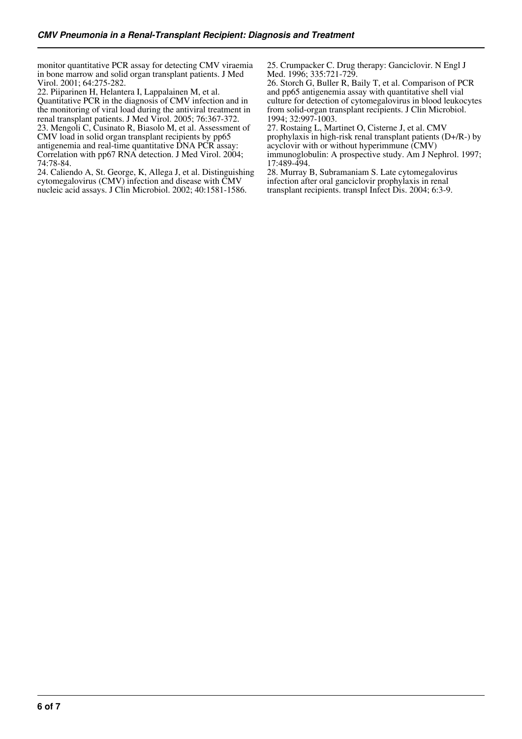monitor quantitative PCR assay for detecting CMV viraemia in bone marrow and solid organ transplant patients. J Med Virol. 2001; 64:275-282.

22. Piiparinen H, Helantera I, Lappalainen M, et al. Quantitative PCR in the diagnosis of CMV infection and in the monitoring of viral load during the antiviral treatment in renal transplant patients. J Med Virol. 2005; 76:367-372.

23. Mengoli C, Cusinato R, Biasolo M, et al. Assessment of CMV load in solid organ transplant recipients by pp65 antigenemia and real-time quantitative DNA PCR assay: Correlation with pp67 RNA detection. J Med Virol. 2004; 74:78-84.

24. Caliendo A, St. George, K, Allega J, et al. Distinguishing cytomegalovirus (CMV) infection and disease with CMV nucleic acid assays. J Clin Microbiol. 2002; 40:1581-1586.

25. Crumpacker C. Drug therapy: Ganciclovir. N Engl J Med. 1996; 335:721-729.

26. Storch G, Buller R, Baily T, et al. Comparison of PCR and pp65 antigenemia assay with quantitative shell vial culture for detection of cytomegalovirus in blood leukocytes from solid-organ transplant recipients. J Clin Microbiol. 1994; 32:997-1003.

27. Rostaing L, Martinet O, Cisterne J, et al. CMV prophylaxis in high-risk renal transplant patients (D+/R-) by acyclovir with or without hyperimmune (CMV) immunoglobulin: A prospective study. Am J Nephrol. 1997; 17:489-494.

28. Murray B, Subramaniam S. Late cytomegalovirus infection after oral ganciclovir prophylaxis in renal transplant recipients. transpl Infect Dis. 2004; 6:3-9.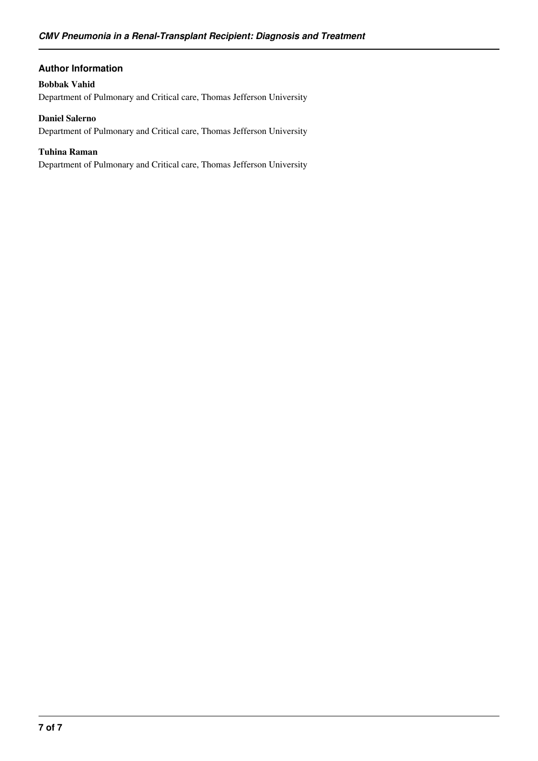## Author Information

**Bobbak Vahid**
Department of Pulmonary and Critical care, Thomas Jefferson University

**Daniel Salerno**
Department of Pulmonary and Critical care, Thomas Jefferson University

**Tuhina Raman**
Department of Pulmonary and Critical care, Thomas Jefferson University